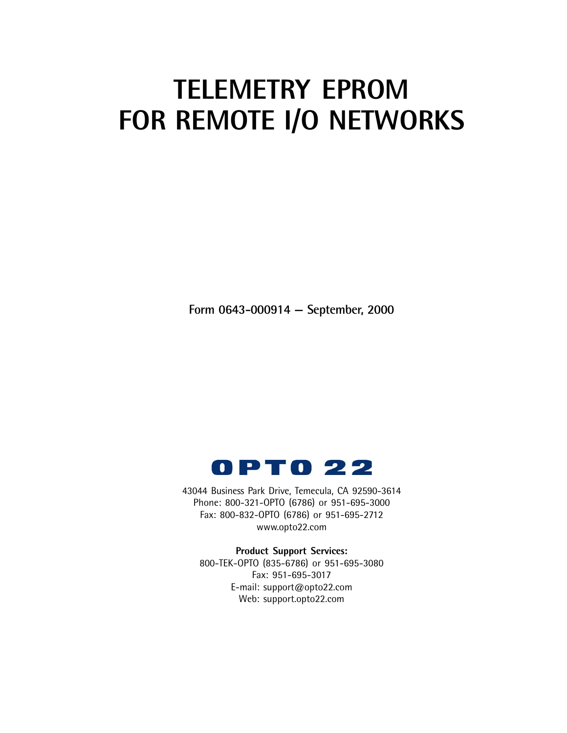# TELEMETRY EPROM FOR REMOTE I/O NETWORKS

**Form 0643-000914 — September, 2000**

OPTO 22

43044 Business Park Drive, Temecula, CA 92590-3614
Phone: 800-321-OPTO (6786) or 951-695-3000
Fax: 800-832-OPTO (6786) or 951-695-2712
www.opto22.com

**Product Support Services:**
800-TEK-OPTO (835-6786) or 951-695-3080
Fax: 951-695-3017
E-mail: support@opto22.com
Web: support.opto22.com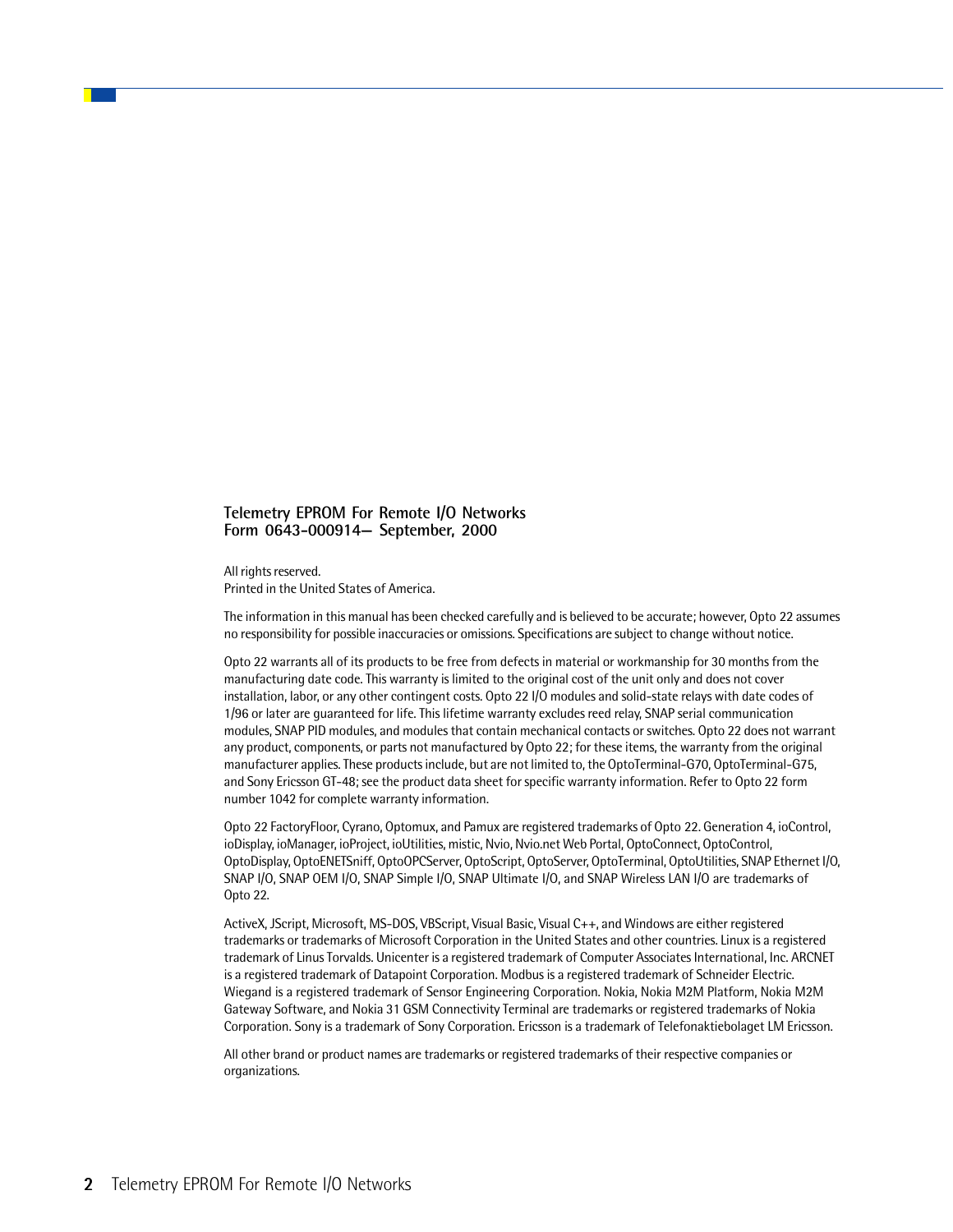**Telemetry EPROM For Remote I/O Networks**
**Form 0643-000914— September, 2000**

All rights reserved.
Printed in the United States of America.

The information in this manual has been checked carefully and is believed to be accurate; however, Opto 22 assumes no responsibility for possible inaccuracies or omissions. Specifications are subject to change without notice.

Opto 22 warrants all of its products to be free from defects in material or workmanship for 30 months from the manufacturing date code. This warranty is limited to the original cost of the unit only and does not cover installation, labor, or any other contingent costs. Opto 22 I/O modules and solid-state relays with date codes of 1/96 or later are guaranteed for life. This lifetime warranty excludes reed relay, SNAP serial communication modules, SNAP PID modules, and modules that contain mechanical contacts or switches. Opto 22 does not warrant any product, components, or parts not manufactured by Opto 22; for these items, the warranty from the original manufacturer applies. These products include, but are not limited to, the OptoTerminal-G70, OptoTerminal-G75, and Sony Ericsson GT-48; see the product data sheet for specific warranty information. Refer to Opto 22 form number 1042 for complete warranty information.

Opto 22 FactoryFloor, Cyrano, Optomux, and Pamux are registered trademarks of Opto 22. Generation 4, ioControl, ioDisplay, ioManager, ioProject, ioUtilities, mistic, Nvio, Nvio.net Web Portal, OptoConnect, OptoControl, OptoDisplay, OptoENETSniff, OptoOPCServer, OptoScript, OptoServer, OptoTerminal, OptoUtilities, SNAP Ethernet I/O, SNAP I/O, SNAP OEM I/O, SNAP Simple I/O, SNAP Ultimate I/O, and SNAP Wireless LAN I/O are trademarks of Opto 22.

ActiveX, JScript, Microsoft, MS-DOS, VBScript, Visual Basic, Visual C++, and Windows are either registered trademarks or trademarks of Microsoft Corporation in the United States and other countries. Linux is a registered trademark of Linus Torvalds. Unicenter is a registered trademark of Computer Associates International, Inc. ARCNET is a registered trademark of Datapoint Corporation. Modbus is a registered trademark of Schneider Electric. Wiegand is a registered trademark of Sensor Engineering Corporation. Nokia, Nokia M2M Platform, Nokia M2M Gateway Software, and Nokia 31 GSM Connectivity Terminal are trademarks or registered trademarks of Nokia Corporation. Sony is a trademark of Sony Corporation. Ericsson is a trademark of Telefonaktiebolaget LM Ericsson.

All other brand or product names are trademarks or registered trademarks of their respective companies or organizations.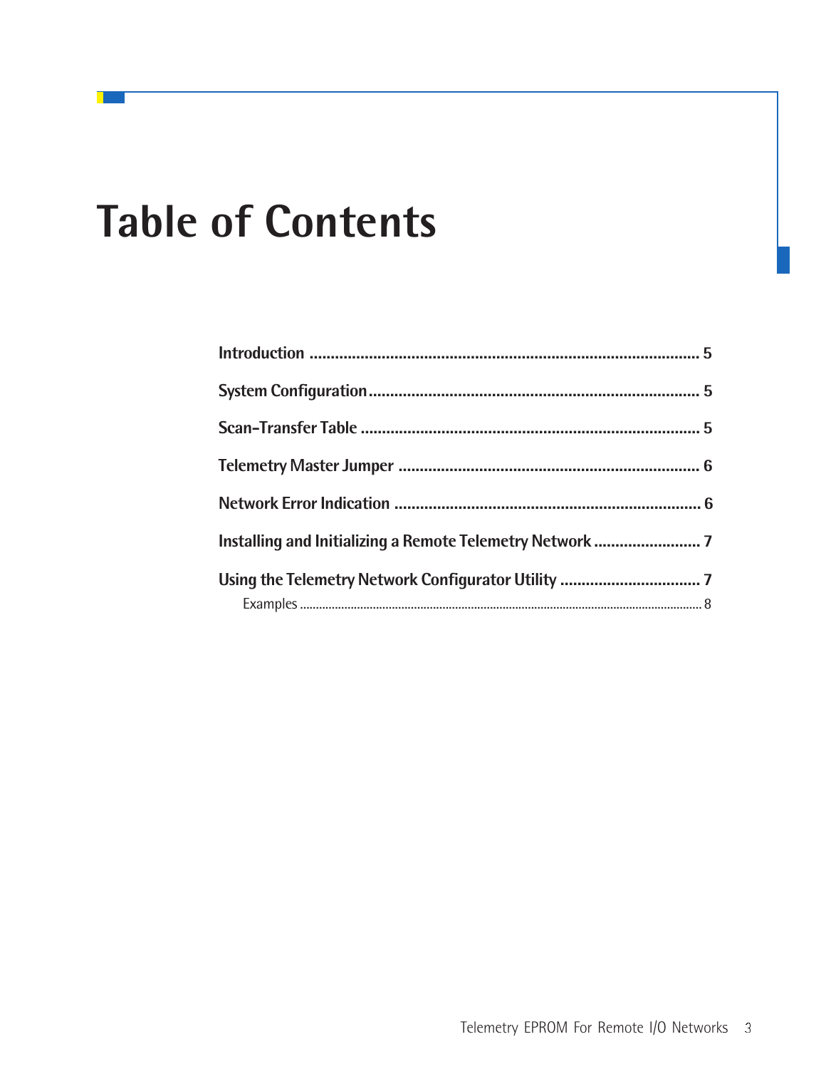# Table of Contents

**Introduction** ........................................................................................ **5**

**System Configuration** ........................................................................... **5**

**Scan-Transfer Table** ............................................................................. **5**

**Telemetry Master Jumper** .................................................................... **6**

**Network Error Indication** ..................................................................... **6**

**Installing and Initializing a Remote Telemetry Network** ......................... **7**

**Using the Telemetry Network Configurator Utility** ................................. **7**

Examples ........................................................................................................................ 8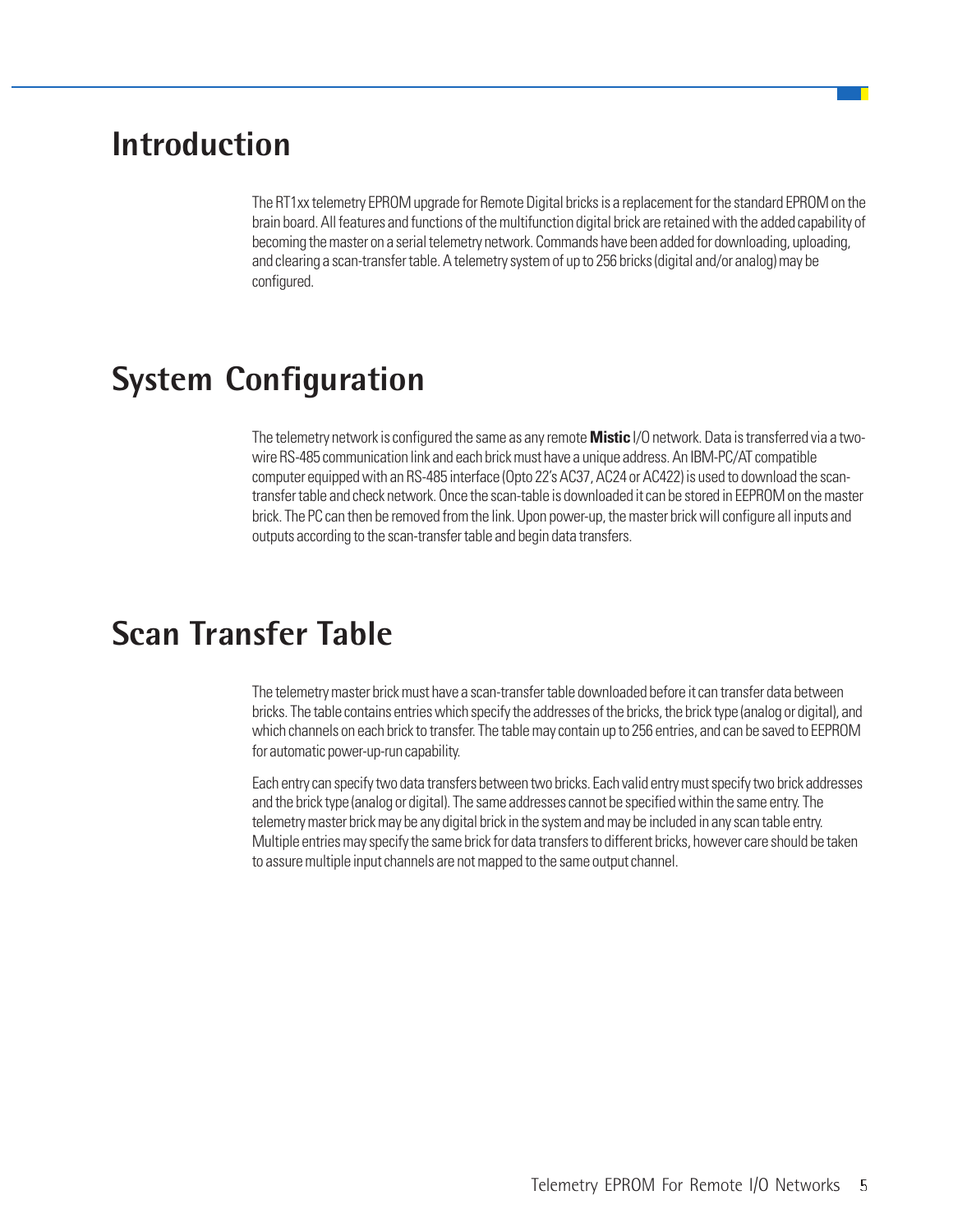# Introduction

The RT1xx telemetry EPROM upgrade for Remote Digital bricks is a replacement for the standard EPROM on the brain board. All features and functions of the multifunction digital brick are retained with the added capability of becoming the master on a serial telemetry network. Commands have been added for downloading, uploading, and clearing a scan-transfer table. A telemetry system of up to 256 bricks (digital and/or analog) may be configured.

# System Configuration

The telemetry network is configured the same as any remote **Mistic** I/O network. Data is transferred via a two-wire RS-485 communication link and each brick must have a unique address. An IBM-PC/AT compatible computer equipped with an RS-485 interface (Opto 22's AC37, AC24 or AC422) is used to download the scan-transfer table and check network. Once the scan-table is downloaded it can be stored in EEPROM on the master brick. The PC can then be removed from the link. Upon power-up, the master brick will configure all inputs and outputs according to the scan-transfer table and begin data transfers.

# Scan Transfer Table

The telemetry master brick must have a scan-transfer table downloaded before it can transfer data between bricks. The table contains entries which specify the addresses of the bricks, the brick type (analog or digital), and which channels on each brick to transfer. The table may contain up to 256 entries, and can be saved to EEPROM for automatic power-up-run capability.

Each entry can specify two data transfers between two bricks. Each valid entry must specify two brick addresses and the brick type (analog or digital). The same addresses cannot be specified within the same entry. The telemetry master brick may be any digital brick in the system and may be included in any scan table entry. Multiple entries may specify the same brick for data transfers to different bricks, however care should be taken to assure multiple input channels are not mapped to the same output channel.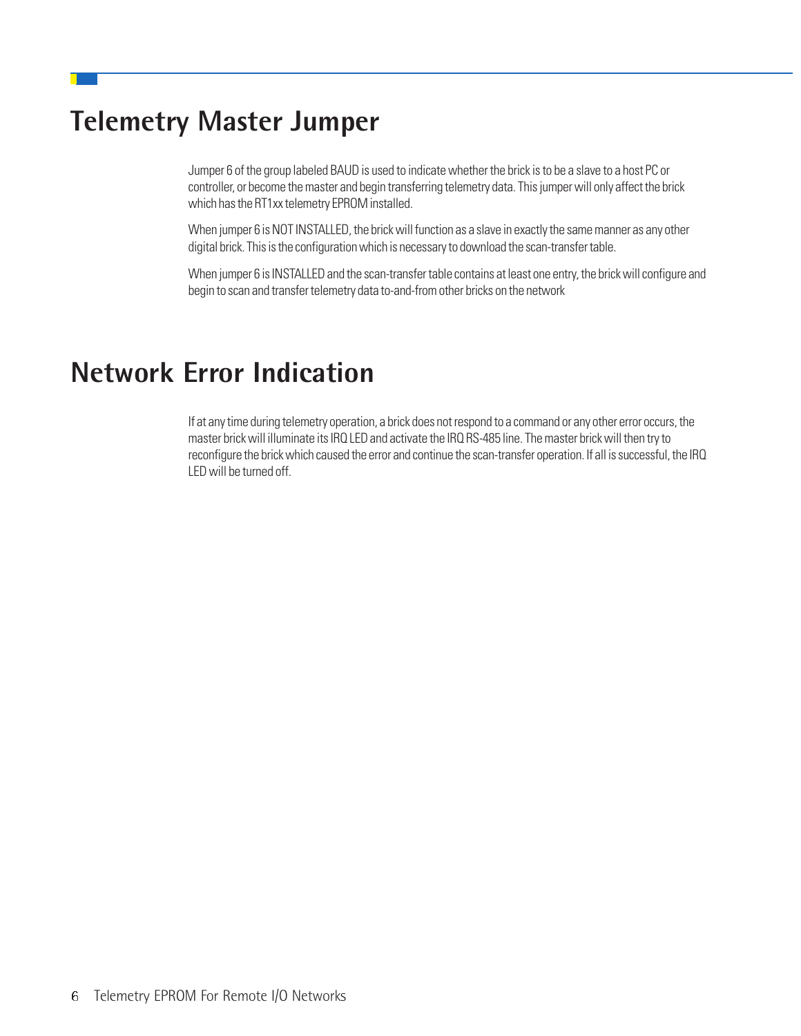## Telemetry Master Jumper

Jumper 6 of the group labeled BAUD is used to indicate whether the brick is to be a slave to a host PC or controller, or become the master and begin transferring telemetry data. This jumper will only affect the brick which has the RT1xx telemetry EPROM installed.

When jumper 6 is NOT INSTALLED, the brick will function as a slave in exactly the same manner as any other digital brick. This is the configuration which is necessary to download the scan-transfer table.

When jumper 6 is INSTALLED and the scan-transfer table contains at least one entry, the brick will configure and begin to scan and transfer telemetry data to-and-from other bricks on the network

## Network Error Indication

If at any time during telemetry operation, a brick does not respond to a command or any other error occurs, the master brick will illuminate its IRQ LED and activate the IRQ RS-485 line. The master brick will then try to reconfigure the brick which caused the error and continue the scan-transfer operation. If all is successful, the IRQ LED will be turned off.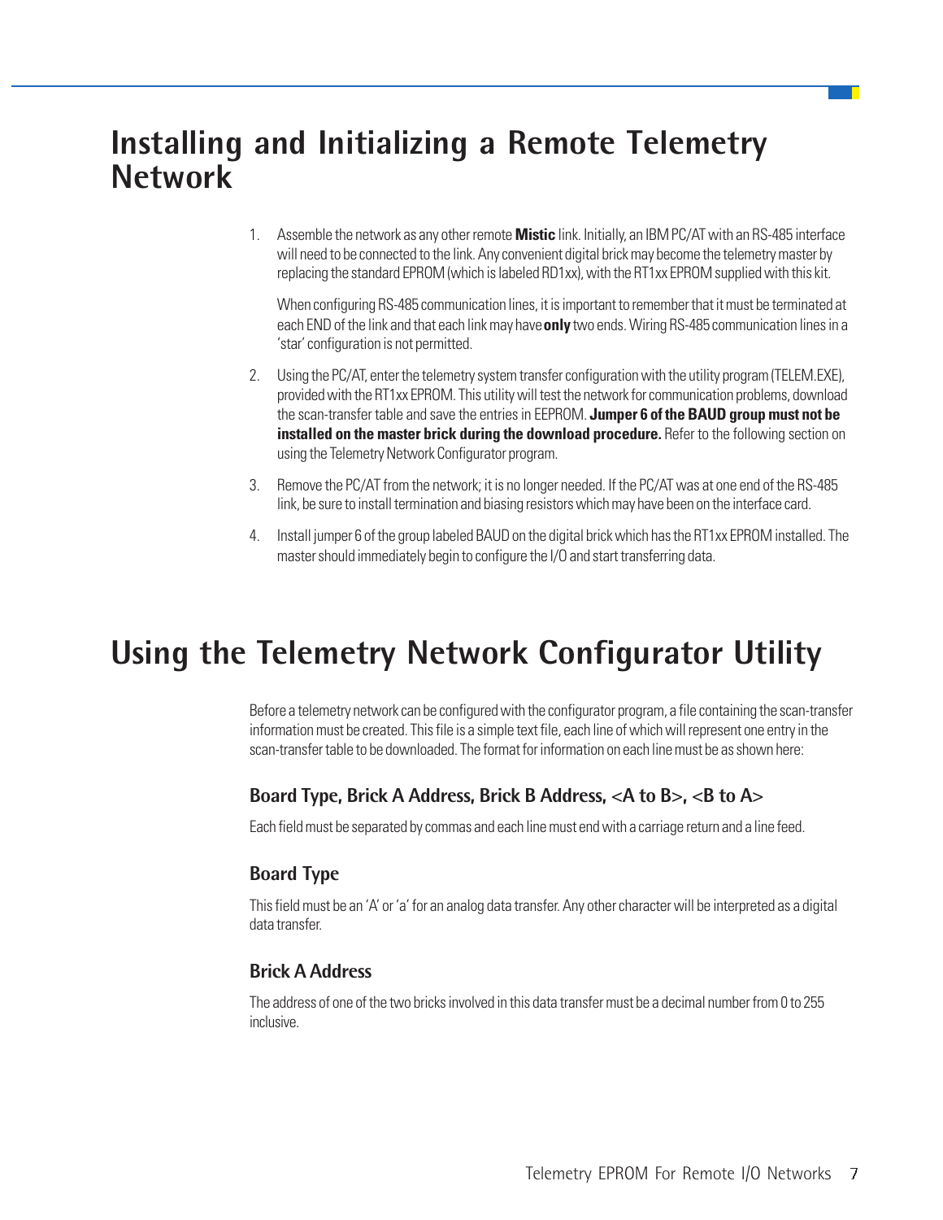# Installing and Initializing a Remote Telemetry Network

1. Assemble the network as any other remote **Mistic** link. Initially, an IBM PC/AT with an RS-485 interface will need to be connected to the link. Any convenient digital brick may become the telemetry master by replacing the standard EPROM (which is labeled RD1xx), with the RT1xx EPROM supplied with this kit.

   When configuring RS-485 communication lines, it is important to remember that it must be terminated at each END of the link and that each link may have **only** two ends. Wiring RS-485 communication lines in a 'star' configuration is not permitted.

2. Using the PC/AT, enter the telemetry system transfer configuration with the utility program (TELEM.EXE), provided with the RT1xx EPROM. This utility will test the network for communication problems, download the scan-transfer table and save the entries in EEPROM. **Jumper 6 of the BAUD group must not be installed on the master brick during the download procedure.** Refer to the following section on using the Telemetry Network Configurator program.

3. Remove the PC/AT from the network; it is no longer needed. If the PC/AT was at one end of the RS-485 link, be sure to install termination and biasing resistors which may have been on the interface card.

4. Install jumper 6 of the group labeled BAUD on the digital brick which has the RT1xx EPROM installed. The master should immediately begin to configure the I/O and start transferring data.

# Using the Telemetry Network Configurator Utility

Before a telemetry network can be configured with the configurator program, a file containing the scan-transfer information must be created. This file is a simple text file, each line of which will represent one entry in the scan-transfer table to be downloaded. The format for information on each line must be as shown here:

### Board Type, Brick A Address, Brick B Address, <A to B>, <B to A>

Each field must be separated by commas and each line must end with a carriage return and a line feed.

### Board Type

This field must be an 'A' or 'a' for an analog data transfer. Any other character will be interpreted as a digital data transfer.

### Brick A Address

The address of one of the two bricks involved in this data transfer must be a decimal number from 0 to 255 inclusive.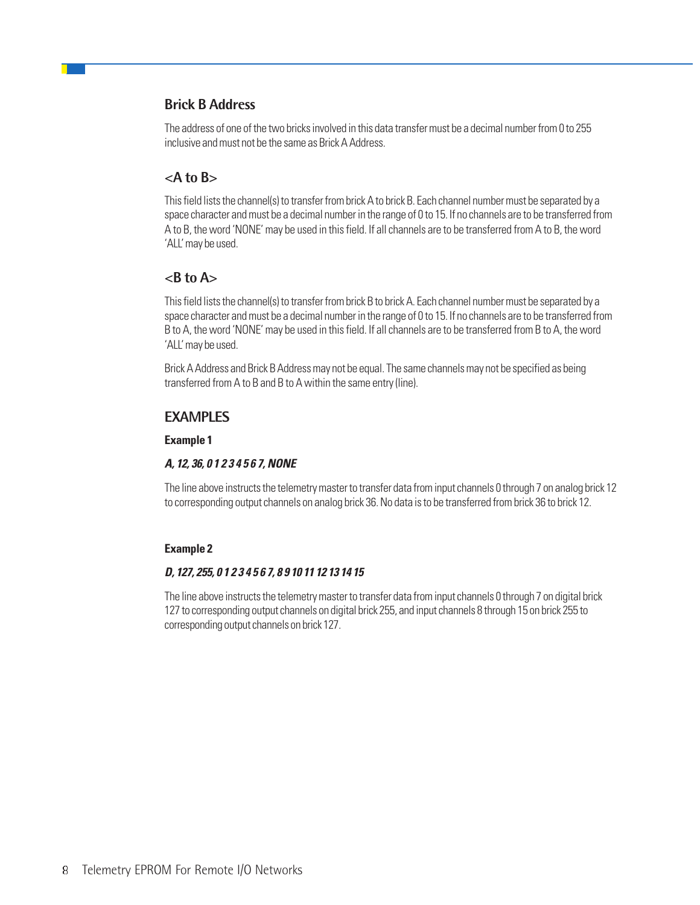### Brick B Address

The address of one of the two bricks involved in this data transfer must be a decimal number from 0 to 255 inclusive and must not be the same as Brick A Address.

### <A to B>

This field lists the channel(s) to transfer from brick A to brick B. Each channel number must be separated by a space character and must be a decimal number in the range of 0 to 15. If no channels are to be transferred from A to B, the word 'NONE' may be used in this field. If all channels are to be transferred from A to B, the word 'ALL' may be used.

### <B to A>

This field lists the channel(s) to transfer from brick B to brick A. Each channel number must be separated by a space character and must be a decimal number in the range of 0 to 15. If no channels are to be transferred from B to A, the word 'NONE' may be used in this field. If all channels are to be transferred from B to A, the word 'ALL' may be used.

Brick A Address and Brick B Address may not be equal. The same channels may not be specified as being transferred from A to B and B to A within the same entry (line).

## EXAMPLES

**Example 1**

***A, 12, 36, 0 1 2 3 4 5 6 7, NONE***

The line above instructs the telemetry master to transfer data from input channels 0 through 7 on analog brick 12 to corresponding output channels on analog brick 36. No data is to be transferred from brick 36 to brick 12.

**Example 2**

***D, 127, 255, 0 1 2 3 4 5 6 7, 8 9 10 11 12 13 14 15***

The line above instructs the telemetry master to transfer data from input channels 0 through 7 on digital brick 127 to corresponding output channels on digital brick 255, and input channels 8 through 15 on brick 255 to corresponding output channels on brick 127.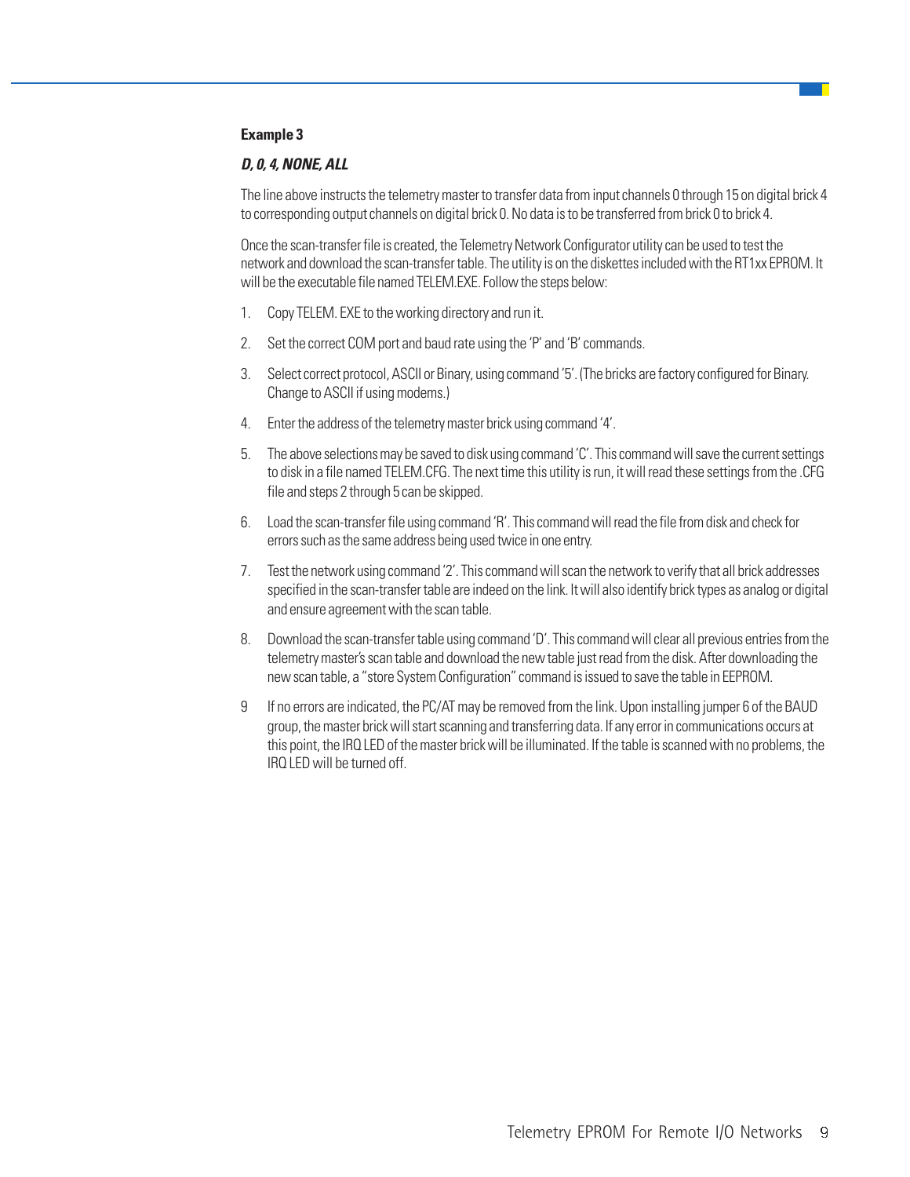### Example 3

***D, 0, 4, NONE, ALL***

The line above instructs the telemetry master to transfer data from input channels 0 through 15 on digital brick 4 to corresponding output channels on digital brick 0. No data is to be transferred from brick 0 to brick 4.

Once the scan-transfer file is created, the Telemetry Network Configurator utility can be used to test the network and download the scan-transfer table. The utility is on the diskettes included with the RT1xx EPROM. It will be the executable file named TELEM.EXE. Follow the steps below:

1. Copy TELEM. EXE to the working directory and run it.
2. Set the correct COM port and baud rate using the 'P' and 'B' commands.
3. Select correct protocol, ASCII or Binary, using command '5'. (The bricks are factory configured for Binary. Change to ASCII if using modems.)
4. Enter the address of the telemetry master brick using command '4'.
5. The above selections may be saved to disk using command 'C'. This command will save the current settings to disk in a file named TELEM.CFG. The next time this utility is run, it will read these settings from the .CFG file and steps 2 through 5 can be skipped.
6. Load the scan-transfer file using command 'R'. This command will read the file from disk and check for errors such as the same address being used twice in one entry.
7. Test the network using command '2'. This command will scan the network to verify that all brick addresses specified in the scan-transfer table are indeed on the link. It will also identify brick types as analog or digital and ensure agreement with the scan table.
8. Download the scan-transfer table using command 'D'. This command will clear all previous entries from the telemetry master's scan table and download the new table just read from the disk. After downloading the new scan table, a "store System Configuration" command is issued to save the table in EEPROM.
9. If no errors are indicated, the PC/AT may be removed from the link. Upon installing jumper 6 of the BAUD group, the master brick will start scanning and transferring data. If any error in communications occurs at this point, the IRQ LED of the master brick will be illuminated. If the table is scanned with no problems, the IRQ LED will be turned off.